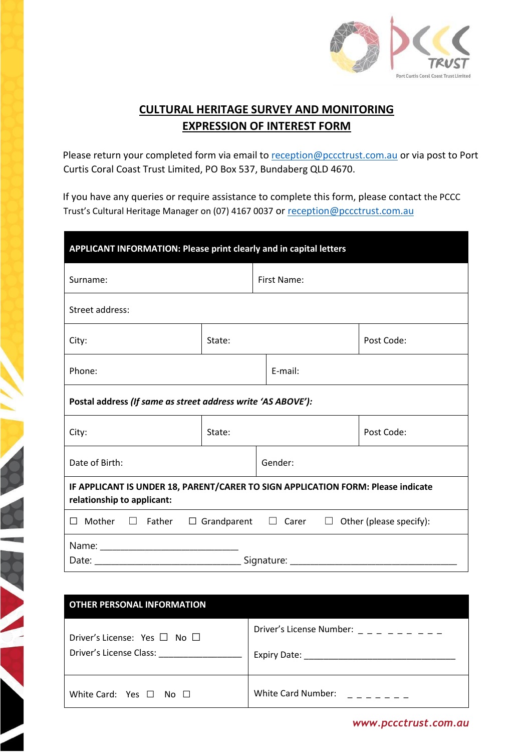PCCC TRUST
Port Curtis Coral Coast Trust Limited

# CULTURAL HERITAGE SURVEY AND MONITORING EXPRESSION OF INTEREST FORM

Please return your completed form via email to reception@pccctrust.com.au or via post to Port Curtis Coral Coast Trust Limited, PO Box 537, Bundaberg QLD 4670.

If you have any queries or require assistance to complete this form, please contact the PCCC Trust's Cultural Heritage Manager on (07) 4167 0037 or reception@pccctrust.com.au

| **APPLICANT INFORMATION: Please print clearly and in capital letters** | | |
|---|---|---|
| Surname: | First Name: | |
| Street address: | | |
| City: | State: | Post Code: |
| Phone: | E-mail: | |
| **Postal address *(If same as street address write 'AS ABOVE')*:** | | |
| City: | State: | Post Code: |
| Date of Birth: | Gender: | |
| **IF APPLICANT IS UNDER 18, PARENT/CARER TO SIGN APPLICATION FORM: Please indicate relationship to applicant:** | | |
| ☐ Mother ☐ Father ☐ Grandparent ☐ Carer ☐ Other (please specify): | | |
| Name: ___________________________ Date: _____________________________ Signature: _________________________________ | | |

| **OTHER PERSONAL INFORMATION** | |
|---|---|
| Driver's License: Yes ☐ No ☐ Driver's License Class: _________________ | Driver's License Number: _ _ _ _ _ _ _ _ _ Expiry Date: ______________________________ |
| White Card: Yes ☐ No ☐ | White Card Number: _ _ _ _ _ _ _ |

www.pccctrust.com.au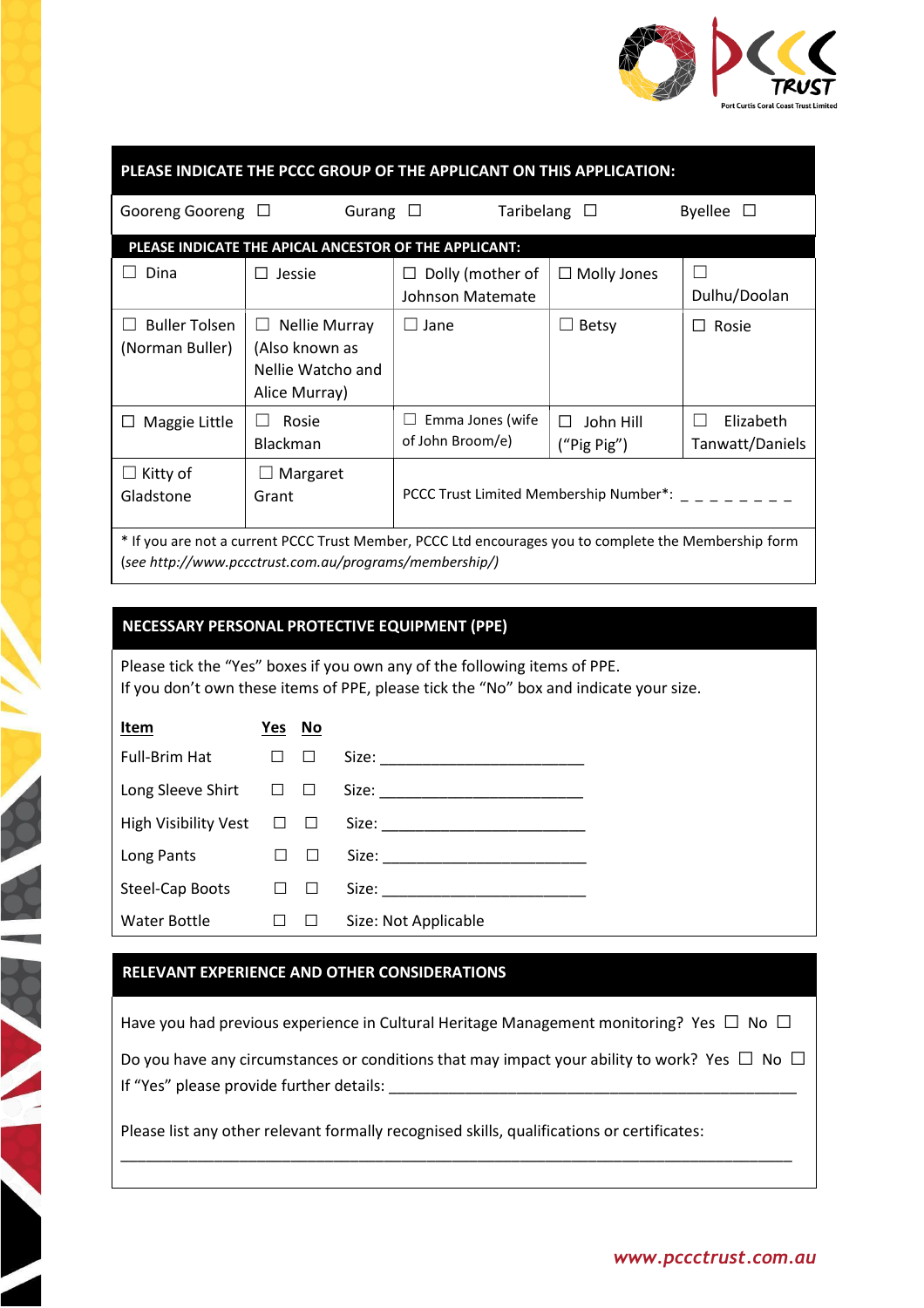## PLEASE INDICATE THE PCCC GROUP OF THE APPLICANT ON THIS APPLICATION:

| | | | |
|---|---|---|---|
| Gooreng Gooreng ☐ | Gurang ☐ | Taribelang ☐ | Byellee ☐ |

### PLEASE INDICATE THE APICAL ANCESTOR OF THE APPLICANT:

| | | | | |
|---|---|---|---|---|
| ☐ Dina | ☐ Jessie | ☐ Dolly (mother of Johnson Matemate | ☐ Molly Jones | ☐ Dulhu/Doolan |
| ☐ Buller Tolsen (Norman Buller) | ☐ Nellie Murray (Also known as Nellie Watcho and Alice Murray) | ☐ Jane | ☐ Betsy | ☐ Rosie |
| ☐ Maggie Little | ☐ Rosie Blackman | ☐ Emma Jones (wife of John Broom/e) | ☐ John Hill ("Pig Pig") | ☐ Elizabeth Tanwatt/Daniels |
| ☐ Kitty of Gladstone | ☐ Margaret Grant | PCCC Trust Limited Membership Number*: _ _ _ _ _ _ _ _ | | |

* If you are not a current PCCC Trust Member, PCCC Ltd encourages you to complete the Membership form (*see http://www.pccctrust.com.au/programs/membership/)*

## NECESSARY PERSONAL PROTECTIVE EQUIPMENT (PPE)

Please tick the "Yes" boxes if you own any of the following items of PPE.
If you don't own these items of PPE, please tick the "No" box and indicate your size.

| Item | Yes | No | |
|---|---|---|---|
| Full-Brim Hat | ☐ | ☐ | Size: ________________________ |
| Long Sleeve Shirt | ☐ | ☐ | Size: ________________________ |
| High Visibility Vest | ☐ | ☐ | Size: ________________________ |
| Long Pants | ☐ | ☐ | Size: ________________________ |
| Steel-Cap Boots | ☐ | ☐ | Size: ________________________ |
| Water Bottle | ☐ | ☐ | Size: Not Applicable |

## RELEVANT EXPERIENCE AND OTHER CONSIDERATIONS

Have you had previous experience in Cultural Heritage Management monitoring? Yes ☐ No ☐

Do you have any circumstances or conditions that may impact your ability to work? Yes ☐ No ☐
If "Yes" please provide further details: ____________________________________________________

Please list any other relevant formally recognised skills, qualifications or certificates:

________________________________________________________________________________

*www.pccctrust.com.au*